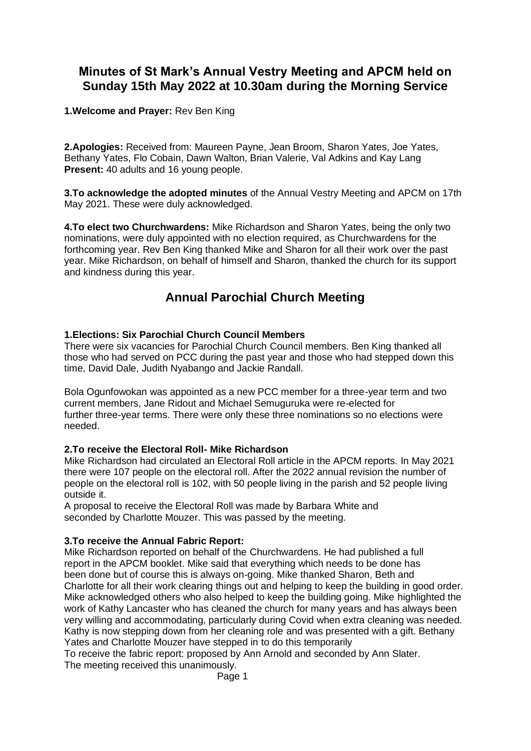# Minutes of St Mark's Annual Vestry Meeting and APCM held on Sunday 15th May 2022 at 10.30am during the Morning Service

**1.Welcome and Prayer:** Rev Ben King

**2.Apologies:** Received from: Maureen Payne, Jean Broom, Sharon Yates, Joe Yates, Bethany Yates, Flo Cobain, Dawn Walton, Brian Valerie, Val Adkins and Kay Lang
**Present:** 40 adults and 16 young people.

**3.To acknowledge the adopted minutes** of the Annual Vestry Meeting and APCM on 17th May 2021. These were duly acknowledged.

**4.To elect two Churchwardens:** Mike Richardson and Sharon Yates, being the only two nominations, were duly appointed with no election required, as Churchwardens for the forthcoming year. Rev Ben King thanked Mike and Sharon for all their work over the past year. Mike Richardson, on behalf of himself and Sharon, thanked the church for its support and kindness during this year.

## Annual Parochial Church Meeting

**1.Elections: Six Parochial Church Council Members**
There were six vacancies for Parochial Church Council members. Ben King thanked all those who had served on PCC during the past year and those who had stepped down this time, David Dale, Judith Nyabango and Jackie Randall.

Bola Ogunfowokan was appointed as a new PCC member for a three-year term and two current members, Jane Ridout and Michael Semuguruka were re-elected for further three-year terms. There were only these three nominations so no elections were needed.

**2.To receive the Electoral Roll- Mike Richardson**
Mike Richardson had circulated an Electoral Roll article in the APCM reports. In May 2021 there were 107 people on the electoral roll. After the 2022 annual revision the number of people on the electoral roll is 102, with 50 people living in the parish and 52 people living outside it.
A proposal to receive the Electoral Roll was made by Barbara White and seconded by Charlotte Mouzer. This was passed by the meeting.

**3.To receive the Annual Fabric Report:**
Mike Richardson reported on behalf of the Churchwardens. He had published a full report in the APCM booklet. Mike said that everything which needs to be done has been done but of course this is always on-going. Mike thanked Sharon, Beth and Charlotte for all their work clearing things out and helping to keep the building in good order. Mike acknowledged others who also helped to keep the building going. Mike highlighted the work of Kathy Lancaster who has cleaned the church for many years and has always been very willing and accommodating, particularly during Covid when extra cleaning was needed. Kathy is now stepping down from her cleaning role and was presented with a gift. Bethany Yates and Charlotte Mouzer have stepped in to do this temporarily
To receive the fabric report: proposed by Ann Arnold and seconded by Ann Slater.
The meeting received this unanimously.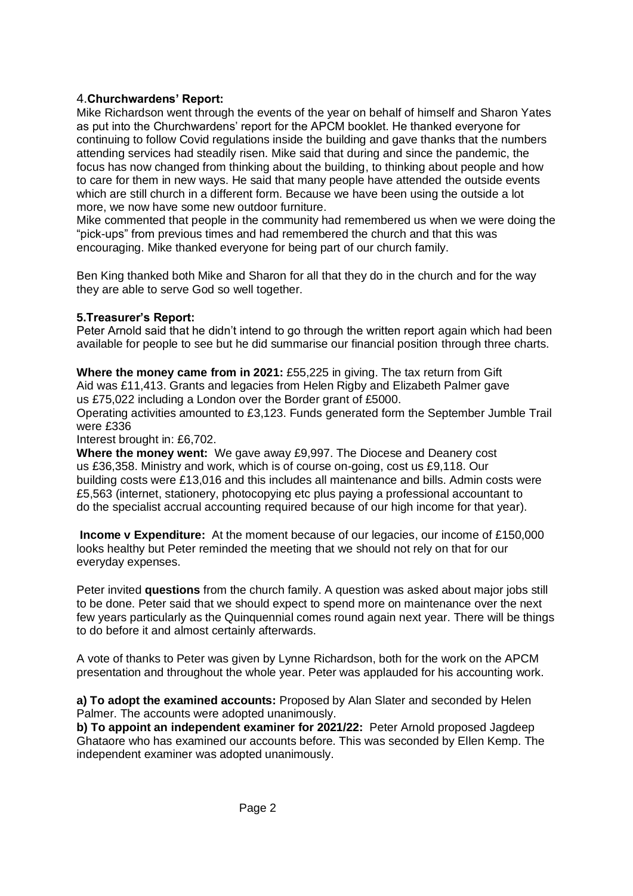4.**Churchwardens' Report:**
Mike Richardson went through the events of the year on behalf of himself and Sharon Yates as put into the Churchwardens' report for the APCM booklet. He thanked everyone for continuing to follow Covid regulations inside the building and gave thanks that the numbers attending services had steadily risen. Mike said that during and since the pandemic, the focus has now changed from thinking about the building, to thinking about people and how to care for them in new ways. He said that many people have attended the outside events which are still church in a different form. Because we have been using the outside a lot more, we now have some new outdoor furniture.
Mike commented that people in the community had remembered us when we were doing the "pick-ups" from previous times and had remembered the church and that this was encouraging. Mike thanked everyone for being part of our church family.

Ben King thanked both Mike and Sharon for all that they do in the church and for the way they are able to serve God so well together.

**5.Treasurer's Report:**
Peter Arnold said that he didn't intend to go through the written report again which had been available for people to see but he did summarise our financial position through three charts.

**Where the money came from in 2021:** £55,225 in giving. The tax return from Gift Aid was £11,413. Grants and legacies from Helen Rigby and Elizabeth Palmer gave us £75,022 including a London over the Border grant of £5000.
Operating activities amounted to £3,123. Funds generated form the September Jumble Trail were £336
Interest brought in: £6,702.
**Where the money went:** We gave away £9,997. The Diocese and Deanery cost us £36,358. Ministry and work, which is of course on-going, cost us £9,118. Our building costs were £13,016 and this includes all maintenance and bills. Admin costs were £5,563 (internet, stationery, photocopying etc plus paying a professional accountant to do the specialist accrual accounting required because of our high income for that year).

**Income v Expenditure:** At the moment because of our legacies, our income of £150,000 looks healthy but Peter reminded the meeting that we should not rely on that for our everyday expenses.

Peter invited **questions** from the church family. A question was asked about major jobs still to be done. Peter said that we should expect to spend more on maintenance over the next few years particularly as the Quinquennial comes round again next year. There will be things to do before it and almost certainly afterwards.

A vote of thanks to Peter was given by Lynne Richardson, both for the work on the APCM presentation and throughout the whole year. Peter was applauded for his accounting work.

**a) To adopt the examined accounts:** Proposed by Alan Slater and seconded by Helen Palmer. The accounts were adopted unanimously.
**b) To appoint an independent examiner for 2021/22:** Peter Arnold proposed Jagdeep Ghataore who has examined our accounts before. This was seconded by Ellen Kemp. The independent examiner was adopted unanimously.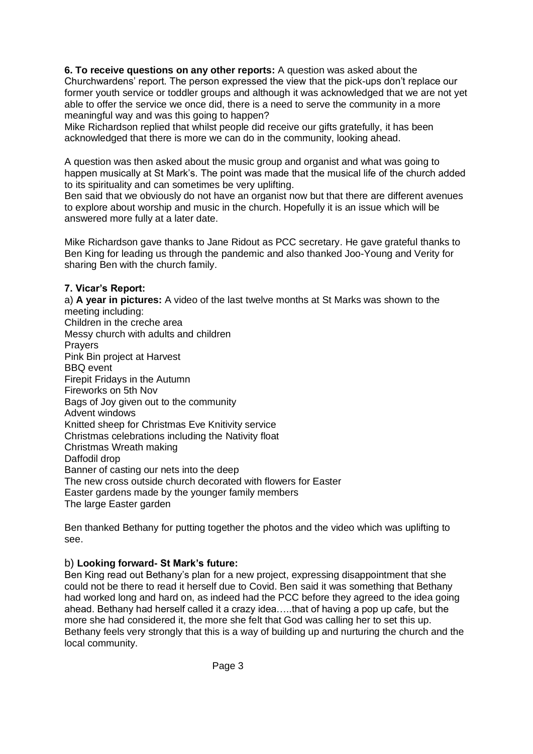**6. To receive questions on any other reports:** A question was asked about the Churchwardens' report. The person expressed the view that the pick-ups don't replace our former youth service or toddler groups and although it was acknowledged that we are not yet able to offer the service we once did, there is a need to serve the community in a more meaningful way and was this going to happen?

Mike Richardson replied that whilst people did receive our gifts gratefully, it has been acknowledged that there is more we can do in the community, looking ahead.

A question was then asked about the music group and organist and what was going to happen musically at St Mark's. The point was made that the musical life of the church added to its spirituality and can sometimes be very uplifting.

Ben said that we obviously do not have an organist now but that there are different avenues to explore about worship and music in the church. Hopefully it is an issue which will be answered more fully at a later date.

Mike Richardson gave thanks to Jane Ridout as PCC secretary. He gave grateful thanks to Ben King for leading us through the pandemic and also thanked Joo-Young and Verity for sharing Ben with the church family.

**7. Vicar's Report:**

a) **A year in pictures:** A video of the last twelve months at St Marks was shown to the meeting including:

Children in the creche area
Messy church with adults and children
Prayers
Pink Bin project at Harvest
BBQ event
Firepit Fridays in the Autumn
Fireworks on 5th Nov
Bags of Joy given out to the community
Advent windows
Knitted sheep for Christmas Eve Knitivity service
Christmas celebrations including the Nativity float
Christmas Wreath making
Daffodil drop
Banner of casting our nets into the deep
The new cross outside church decorated with flowers for Easter
Easter gardens made by the younger family members
The large Easter garden

Ben thanked Bethany for putting together the photos and the video which was uplifting to see.

b) **Looking forward- St Mark's future:**

Ben King read out Bethany's plan for a new project, expressing disappointment that she could not be there to read it herself due to Covid. Ben said it was something that Bethany had worked long and hard on, as indeed had the PCC before they agreed to the idea going ahead. Bethany had herself called it a crazy idea…..that of having a pop up cafe, but the more she had considered it, the more she felt that God was calling her to set this up. Bethany feels very strongly that this is a way of building up and nurturing the church and the local community.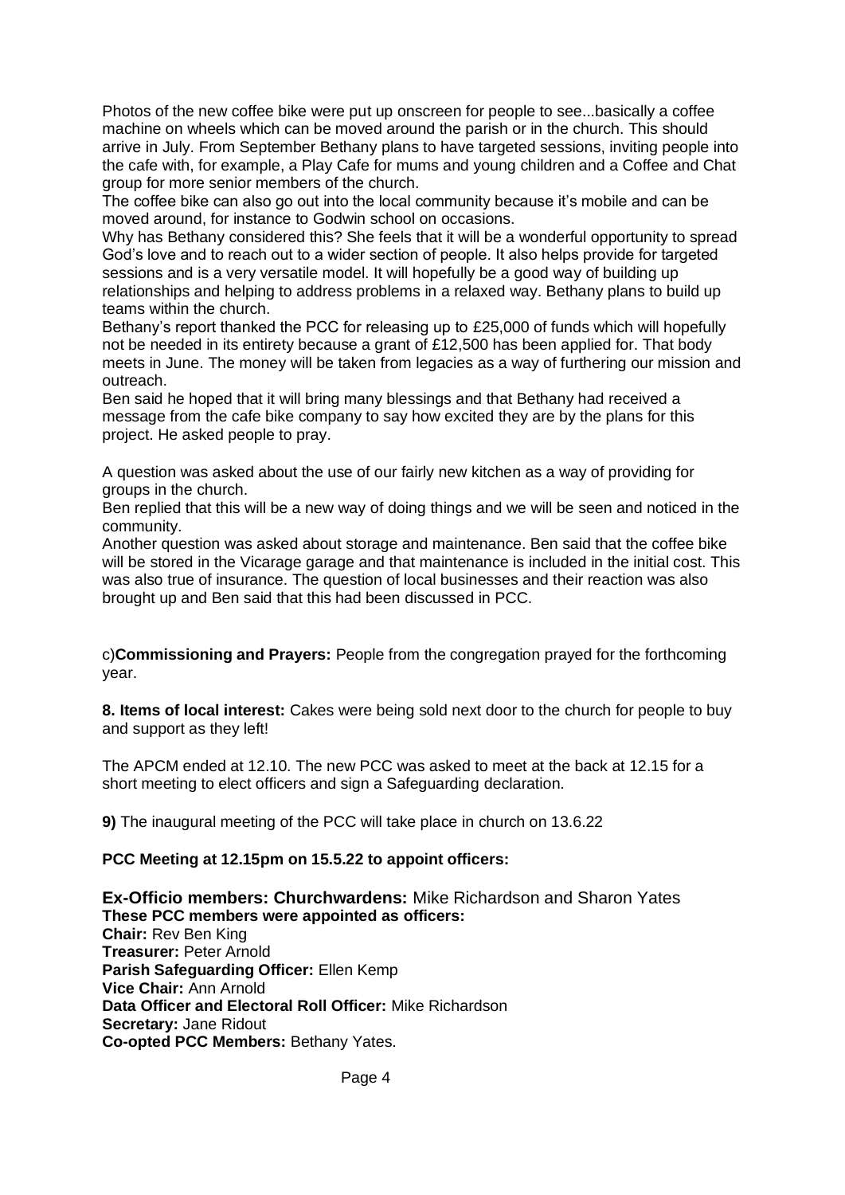Photos of the new coffee bike were put up onscreen for people to see...basically a coffee machine on wheels which can be moved around the parish or in the church. This should arrive in July. From September Bethany plans to have targeted sessions, inviting people into the cafe with, for example, a Play Cafe for mums and young children and a Coffee and Chat group for more senior members of the church.

The coffee bike can also go out into the local community because it's mobile and can be moved around, for instance to Godwin school on occasions.

Why has Bethany considered this? She feels that it will be a wonderful opportunity to spread God's love and to reach out to a wider section of people. It also helps provide for targeted sessions and is a very versatile model. It will hopefully be a good way of building up relationships and helping to address problems in a relaxed way. Bethany plans to build up teams within the church.

Bethany's report thanked the PCC for releasing up to £25,000 of funds which will hopefully not be needed in its entirety because a grant of £12,500 has been applied for. That body meets in June. The money will be taken from legacies as a way of furthering our mission and outreach.

Ben said he hoped that it will bring many blessings and that Bethany had received a message from the cafe bike company to say how excited they are by the plans for this project. He asked people to pray.

A question was asked about the use of our fairly new kitchen as a way of providing for groups in the church.

Ben replied that this will be a new way of doing things and we will be seen and noticed in the community.

Another question was asked about storage and maintenance. Ben said that the coffee bike will be stored in the Vicarage garage and that maintenance is included in the initial cost. This was also true of insurance. The question of local businesses and their reaction was also brought up and Ben said that this had been discussed in PCC.

c)**Commissioning and Prayers:** People from the congregation prayed for the forthcoming year.

**8. Items of local interest:** Cakes were being sold next door to the church for people to buy and support as they left!

The APCM ended at 12.10. The new PCC was asked to meet at the back at 12.15 for a short meeting to elect officers and sign a Safeguarding declaration.

**9)** The inaugural meeting of the PCC will take place in church on 13.6.22

**PCC Meeting at 12.15pm on 15.5.22 to appoint officers:**

**Ex-Officio members: Churchwardens:** Mike Richardson and Sharon Yates
**These PCC members were appointed as officers:**
**Chair:** Rev Ben King
**Treasurer:** Peter Arnold
**Parish Safeguarding Officer:** Ellen Kemp
**Vice Chair:** Ann Arnold
**Data Officer and Electoral Roll Officer:** Mike Richardson
**Secretary:** Jane Ridout
**Co-opted PCC Members:** Bethany Yates.